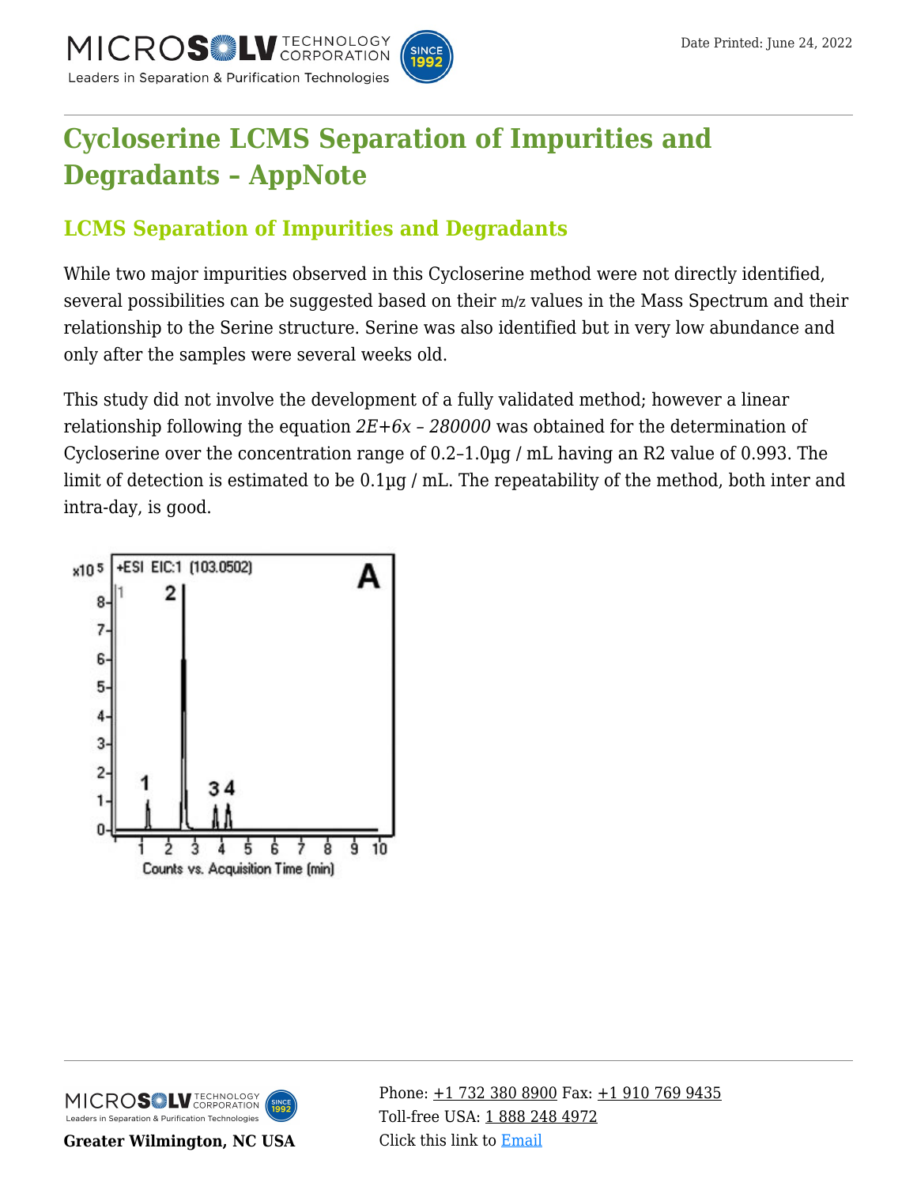# Cycloserine LCMS Separation of Impurities and Degradants – AppNote

## LCMS Separation of Impurities and Degradants

While two major impurities observed in this Cycloserine method were not directly identified, several possibilities can be suggested based on their m/z values in the Mass Spectrum and their relationship to the Serine structure. Serine was also identified but in very low abundance and only after the samples were several weeks old.

This study did not involve the development of a fully validated method; however a linear relationship following the equation *2E+6x – 280000* was obtained for the determination of Cycloserine over the concentration range of 0.2–1.0µg / mL having an R2 value of 0.993. The limit of detection is estimated to be 0.1µg / mL. The repeatability of the method, both inter and intra-day, is good.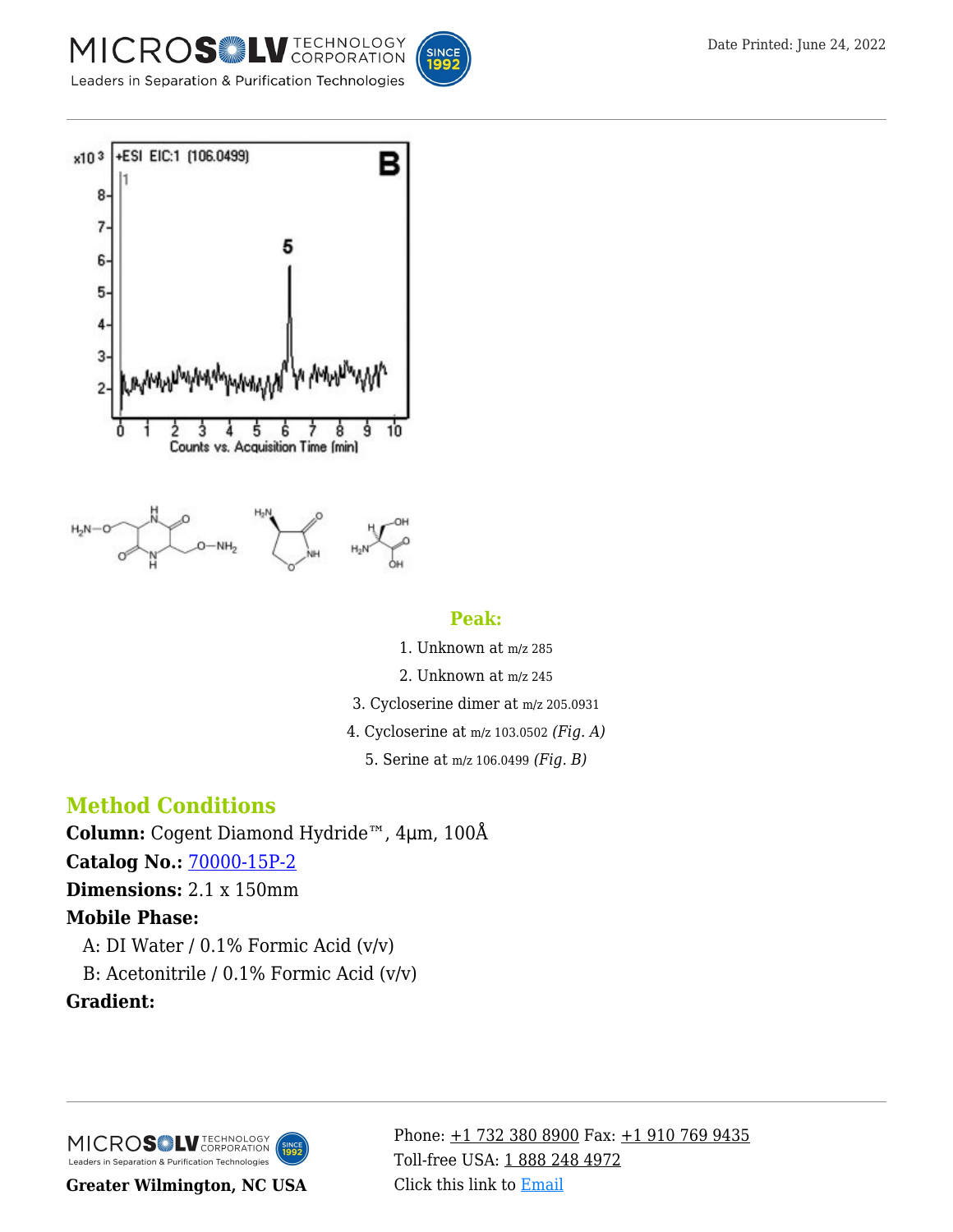### Peak:

1. Unknown at m/z 285
2. Unknown at m/z 245
3. Cycloserine dimer at m/z 205.0931
4. Cycloserine at m/z 103.0502 *(Fig. A)*
5. Serine at m/z 106.0499 *(Fig. B)*

## Method Conditions

**Column:** Cogent Diamond Hydride™, 4µm, 100Å

**Catalog No.:** 70000-15P-2

**Dimensions:** 2.1 x 150mm

**Mobile Phase:**

A: DI Water / 0.1% Formic Acid (v/v)

B: Acetonitrile / 0.1% Formic Acid (v/v)

**Gradient:**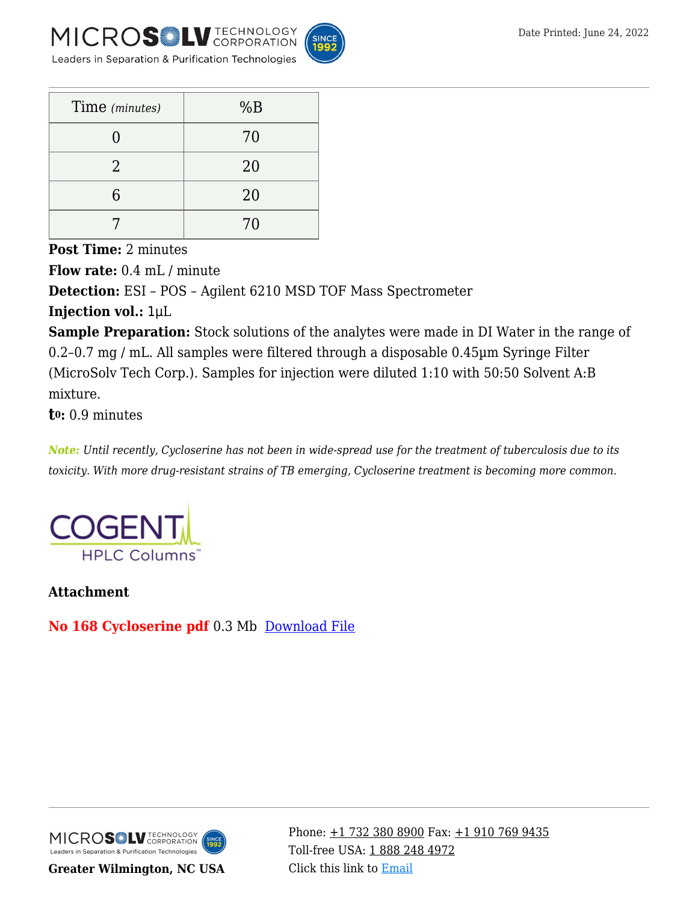| Time *(minutes)* | %B |
|---|---|
| 0 | 70 |
| 2 | 20 |
| 6 | 20 |
| 7 | 70 |

**Post Time:** 2 minutes

**Flow rate:** 0.4 mL / minute

**Detection:** ESI – POS – Agilent 6210 MSD TOF Mass Spectrometer

**Injection vol.:** 1µL

**Sample Preparation:** Stock solutions of the analytes were made in DI Water in the range of 0.2–0.7 mg / mL. All samples were filtered through a disposable 0.45µm Syringe Filter (MicroSolv Tech Corp.). Samples for injection were diluted 1:10 with 50:50 Solvent A:B mixture.

**$t_0$:** 0.9 minutes

***Note:*** *Until recently, Cycloserine has not been in wide-spread use for the treatment of tuberculosis due to its toxicity. With more drug-resistant strains of TB emerging, Cycloserine treatment is becoming more common.*

COGENT HPLC Columns™

**Attachment**

**No 168 Cycloserine pdf** 0.3 Mb [Download File]

**Greater Wilmington, NC USA**

Phone: +1 732 380 8900 Fax: +1 910 769 9435
Toll-free USA: 1 888 248 4972
Click this link to Email